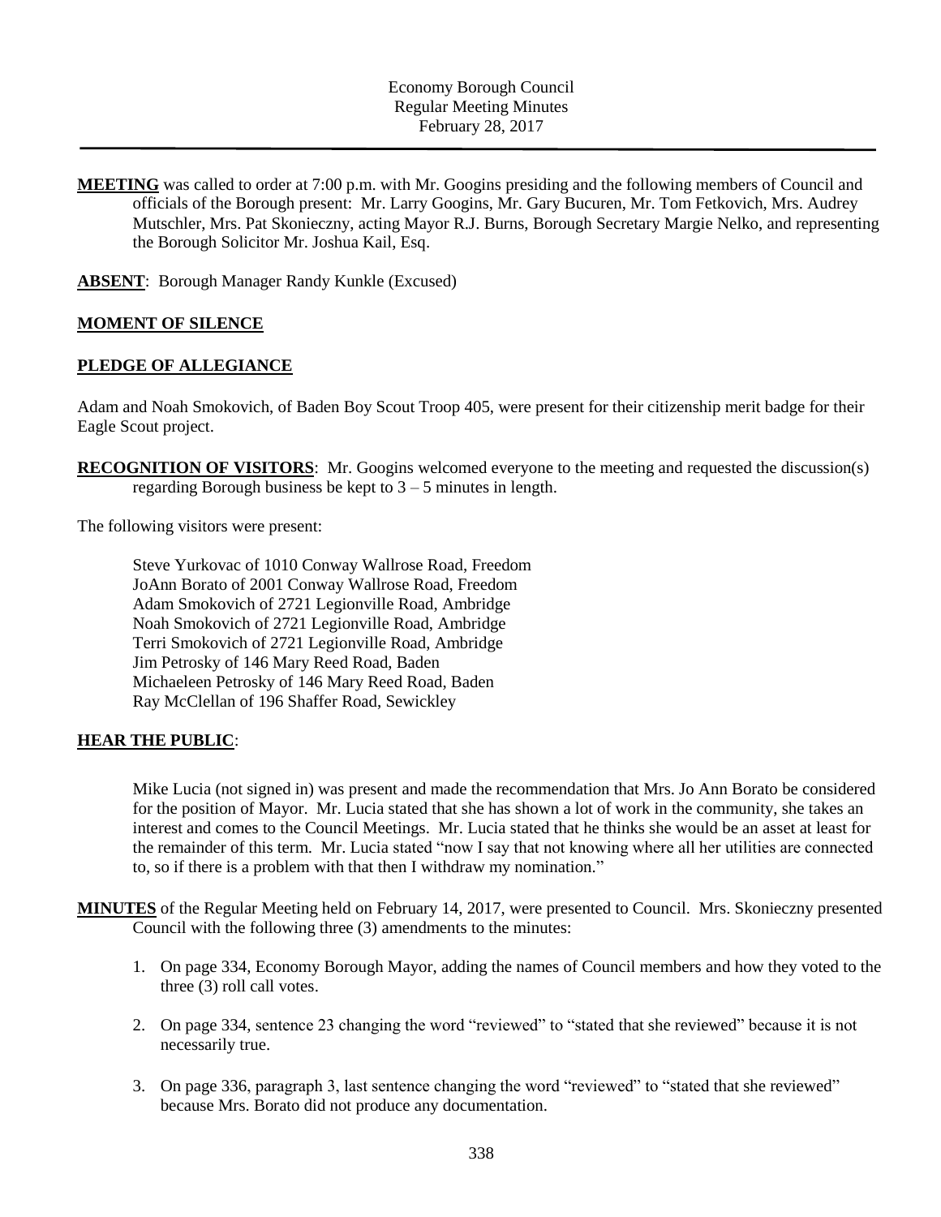Economy Borough Council
Regular Meeting Minutes
February 28, 2017

**MEETING** was called to order at 7:00 p.m. with Mr. Googins presiding and the following members of Council and officials of the Borough present: Mr. Larry Googins, Mr. Gary Bucuren, Mr. Tom Fetkovich, Mrs. Audrey Mutschler, Mrs. Pat Skonieczny, acting Mayor R.J. Burns, Borough Secretary Margie Nelko, and representing the Borough Solicitor Mr. Joshua Kail, Esq.

**ABSENT**: Borough Manager Randy Kunkle (Excused)

**MOMENT OF SILENCE**

**PLEDGE OF ALLEGIANCE**

Adam and Noah Smokovich, of Baden Boy Scout Troop 405, were present for their citizenship merit badge for their Eagle Scout project.

**RECOGNITION OF VISITORS**: Mr. Googins welcomed everyone to the meeting and requested the discussion(s) regarding Borough business be kept to 3 – 5 minutes in length.

The following visitors were present:

Steve Yurkovac of 1010 Conway Wallrose Road, Freedom
JoAnn Borato of 2001 Conway Wallrose Road, Freedom
Adam Smokovich of 2721 Legionville Road, Ambridge
Noah Smokovich of 2721 Legionville Road, Ambridge
Terri Smokovich of 2721 Legionville Road, Ambridge
Jim Petrosky of 146 Mary Reed Road, Baden
Michaeleen Petrosky of 146 Mary Reed Road, Baden
Ray McClellan of 196 Shaffer Road, Sewickley

**HEAR THE PUBLIC**:

Mike Lucia (not signed in) was present and made the recommendation that Mrs. Jo Ann Borato be considered for the position of Mayor. Mr. Lucia stated that she has shown a lot of work in the community, she takes an interest and comes to the Council Meetings. Mr. Lucia stated that he thinks she would be an asset at least for the remainder of this term. Mr. Lucia stated "now I say that not knowing where all her utilities are connected to, so if there is a problem with that then I withdraw my nomination."

**MINUTES** of the Regular Meeting held on February 14, 2017, were presented to Council. Mrs. Skonieczny presented Council with the following three (3) amendments to the minutes:

1. On page 334, Economy Borough Mayor, adding the names of Council members and how they voted to the three (3) roll call votes.
2. On page 334, sentence 23 changing the word "reviewed" to "stated that she reviewed" because it is not necessarily true.
3. On page 336, paragraph 3, last sentence changing the word "reviewed" to "stated that she reviewed" because Mrs. Borato did not produce any documentation.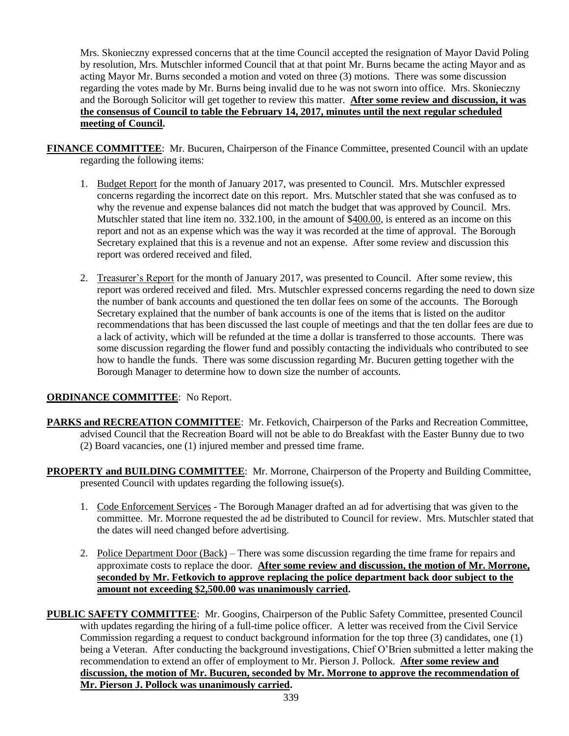Mrs. Skonieczny expressed concerns that at the time Council accepted the resignation of Mayor David Poling by resolution, Mrs. Mutschler informed Council that at that point Mr. Burns became the acting Mayor and as acting Mayor Mr. Burns seconded a motion and voted on three (3) motions. There was some discussion regarding the votes made by Mr. Burns being invalid due to he was not sworn into office. Mrs. Skonieczny and the Borough Solicitor will get together to review this matter. **After some review and discussion, it was the consensus of Council to table the February 14, 2017, minutes until the next regular scheduled meeting of Council.**

**FINANCE COMMITTEE**: Mr. Bucuren, Chairperson of the Finance Committee, presented Council with an update regarding the following items:

1. Budget Report for the month of January 2017, was presented to Council. Mrs. Mutschler expressed concerns regarding the incorrect date on this report. Mrs. Mutschler stated that she was confused as to why the revenue and expense balances did not match the budget that was approved by Council. Mrs. Mutschler stated that line item no. 332.100, in the amount of $400.00, is entered as an income on this report and not as an expense which was the way it was recorded at the time of approval. The Borough Secretary explained that this is a revenue and not an expense. After some review and discussion this report was ordered received and filed.

2. Treasurer's Report for the month of January 2017, was presented to Council. After some review, this report was ordered received and filed. Mrs. Mutschler expressed concerns regarding the need to down size the number of bank accounts and questioned the ten dollar fees on some of the accounts. The Borough Secretary explained that the number of bank accounts is one of the items that is listed on the auditor recommendations that has been discussed the last couple of meetings and that the ten dollar fees are due to a lack of activity, which will be refunded at the time a dollar is transferred to those accounts. There was some discussion regarding the flower fund and possibly contacting the individuals who contributed to see how to handle the funds. There was some discussion regarding Mr. Bucuren getting together with the Borough Manager to determine how to down size the number of accounts.

**ORDINANCE COMMITTEE**: No Report.

**PARKS and RECREATION COMMITTEE**: Mr. Fetkovich, Chairperson of the Parks and Recreation Committee, advised Council that the Recreation Board will not be able to do Breakfast with the Easter Bunny due to two (2) Board vacancies, one (1) injured member and pressed time frame.

**PROPERTY and BUILDING COMMITTEE**: Mr. Morrone, Chairperson of the Property and Building Committee, presented Council with updates regarding the following issue(s).

1. Code Enforcement Services - The Borough Manager drafted an ad for advertising that was given to the committee. Mr. Morrone requested the ad be distributed to Council for review. Mrs. Mutschler stated that the dates will need changed before advertising.

2. Police Department Door (Back) – There was some discussion regarding the time frame for repairs and approximate costs to replace the door. **After some review and discussion, the motion of Mr. Morrone, seconded by Mr. Fetkovich to approve replacing the police department back door subject to the amount not exceeding $2,500.00 was unanimously carried.**

**PUBLIC SAFETY COMMITTEE**: Mr. Googins, Chairperson of the Public Safety Committee, presented Council with updates regarding the hiring of a full-time police officer. A letter was received from the Civil Service Commission regarding a request to conduct background information for the top three (3) candidates, one (1) being a Veteran. After conducting the background investigations, Chief O'Brien submitted a letter making the recommendation to extend an offer of employment to Mr. Pierson J. Pollock. **After some review and discussion, the motion of Mr. Bucuren, seconded by Mr. Morrone to approve the recommendation of Mr. Pierson J. Pollock was unanimously carried.**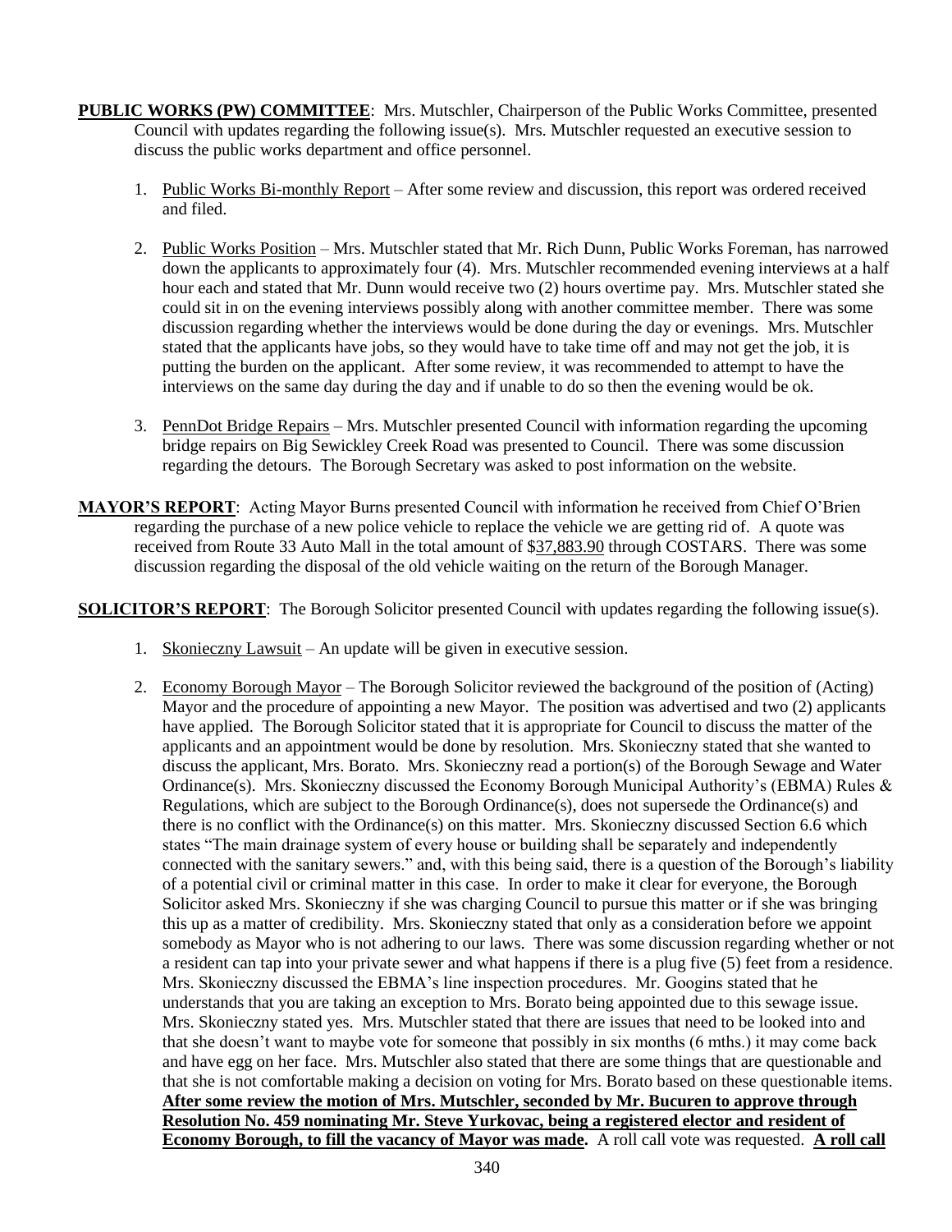**PUBLIC WORKS (PW) COMMITTEE**: Mrs. Mutschler, Chairperson of the Public Works Committee, presented Council with updates regarding the following issue(s). Mrs. Mutschler requested an executive session to discuss the public works department and office personnel.

1. Public Works Bi-monthly Report – After some review and discussion, this report was ordered received and filed.

2. Public Works Position – Mrs. Mutschler stated that Mr. Rich Dunn, Public Works Foreman, has narrowed down the applicants to approximately four (4). Mrs. Mutschler recommended evening interviews at a half hour each and stated that Mr. Dunn would receive two (2) hours overtime pay. Mrs. Mutschler stated she could sit in on the evening interviews possibly along with another committee member. There was some discussion regarding whether the interviews would be done during the day or evenings. Mrs. Mutschler stated that the applicants have jobs, so they would have to take time off and may not get the job, it is putting the burden on the applicant. After some review, it was recommended to attempt to have the interviews on the same day during the day and if unable to do so then the evening would be ok.

3. PennDot Bridge Repairs – Mrs. Mutschler presented Council with information regarding the upcoming bridge repairs on Big Sewickley Creek Road was presented to Council. There was some discussion regarding the detours. The Borough Secretary was asked to post information on the website.

**MAYOR'S REPORT**: Acting Mayor Burns presented Council with information he received from Chief O'Brien regarding the purchase of a new police vehicle to replace the vehicle we are getting rid of. A quote was received from Route 33 Auto Mall in the total amount of $37,883.90 through COSTARS. There was some discussion regarding the disposal of the old vehicle waiting on the return of the Borough Manager.

**SOLICITOR'S REPORT**: The Borough Solicitor presented Council with updates regarding the following issue(s).

1. Skonieczny Lawsuit – An update will be given in executive session.

2. Economy Borough Mayor – The Borough Solicitor reviewed the background of the position of (Acting) Mayor and the procedure of appointing a new Mayor. The position was advertised and two (2) applicants have applied. The Borough Solicitor stated that it is appropriate for Council to discuss the matter of the applicants and an appointment would be done by resolution. Mrs. Skonieczny stated that she wanted to discuss the applicant, Mrs. Borato. Mrs. Skonieczny read a portion(s) of the Borough Sewage and Water Ordinance(s). Mrs. Skonieczny discussed the Economy Borough Municipal Authority's (EBMA) Rules & Regulations, which are subject to the Borough Ordinance(s), does not supersede the Ordinance(s) and there is no conflict with the Ordinance(s) on this matter. Mrs. Skonieczny discussed Section 6.6 which states "The main drainage system of every house or building shall be separately and independently connected with the sanitary sewers." and, with this being said, there is a question of the Borough's liability of a potential civil or criminal matter in this case. In order to make it clear for everyone, the Borough Solicitor asked Mrs. Skonieczny if she was charging Council to pursue this matter or if she was bringing this up as a matter of credibility. Mrs. Skonieczny stated that only as a consideration before we appoint somebody as Mayor who is not adhering to our laws. There was some discussion regarding whether or not a resident can tap into your private sewer and what happens if there is a plug five (5) feet from a residence. Mrs. Skonieczny discussed the EBMA's line inspection procedures. Mr. Googins stated that he understands that you are taking an exception to Mrs. Borato being appointed due to this sewage issue. Mrs. Skonieczny stated yes. Mrs. Mutschler stated that there are issues that need to be looked into and that she doesn't want to maybe vote for someone that possibly in six months (6 mths.) it may come back and have egg on her face. Mrs. Mutschler also stated that there are some things that are questionable and that she is not comfortable making a decision on voting for Mrs. Borato based on these questionable items. **After some review the motion of Mrs. Mutschler, seconded by Mr. Bucuren to approve through Resolution No. 459 nominating Mr. Steve Yurkovac, being a registered elector and resident of Economy Borough, to fill the vacancy of Mayor was made.** A roll call vote was requested. **A roll call**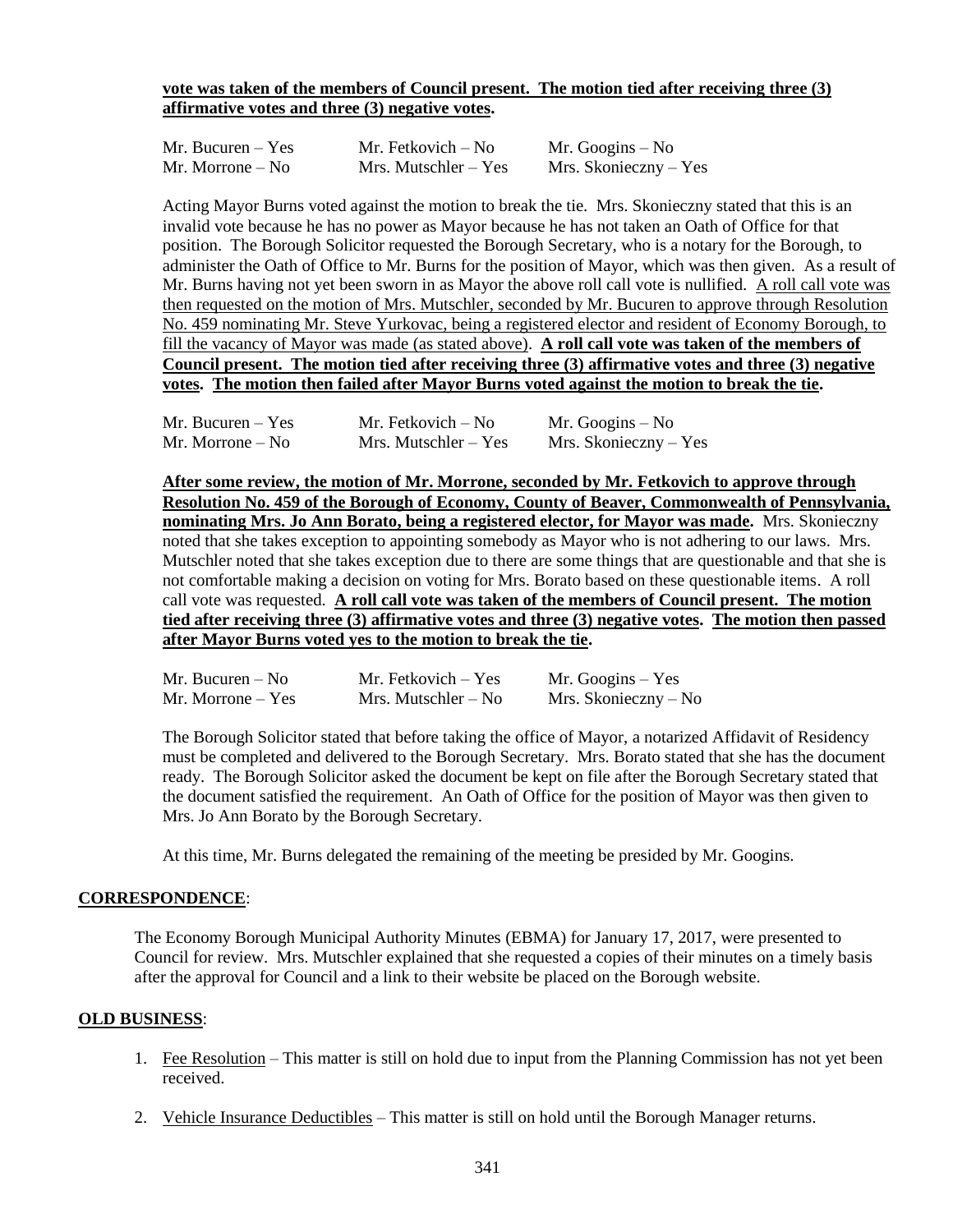**vote was taken of the members of Council present. The motion tied after receiving three (3) affirmative votes and three (3) negative votes.**

| | | |
|---|---|---|
| Mr. Bucuren – Yes | Mr. Fetkovich – No | Mr. Googins – No |
| Mr. Morrone – No | Mrs. Mutschler – Yes | Mrs. Skonieczny – Yes |

Acting Mayor Burns voted against the motion to break the tie. Mrs. Skonieczny stated that this is an invalid vote because he has no power as Mayor because he has not taken an Oath of Office for that position. The Borough Solicitor requested the Borough Secretary, who is a notary for the Borough, to administer the Oath of Office to Mr. Burns for the position of Mayor, which was then given. As a result of Mr. Burns having not yet been sworn in as Mayor the above roll call vote is nullified. A roll call vote was then requested on the motion of Mrs. Mutschler, seconded by Mr. Bucuren to approve through Resolution No. 459 nominating Mr. Steve Yurkovac, being a registered elector and resident of Economy Borough, to fill the vacancy of Mayor was made (as stated above). **A roll call vote was taken of the members of Council present. The motion tied after receiving three (3) affirmative votes and three (3) negative votes. The motion then failed after Mayor Burns voted against the motion to break the tie.**

| | | |
|---|---|---|
| Mr. Bucuren – Yes | Mr. Fetkovich – No | Mr. Googins – No |
| Mr. Morrone – No | Mrs. Mutschler – Yes | Mrs. Skonieczny – Yes |

**After some review, the motion of Mr. Morrone, seconded by Mr. Fetkovich to approve through Resolution No. 459 of the Borough of Economy, County of Beaver, Commonwealth of Pennsylvania, nominating Mrs. Jo Ann Borato, being a registered elector, for Mayor was made.** Mrs. Skonieczny noted that she takes exception to appointing somebody as Mayor who is not adhering to our laws. Mrs. Mutschler noted that she takes exception due to there are some things that are questionable and that she is not comfortable making a decision on voting for Mrs. Borato based on these questionable items. A roll call vote was requested. **A roll call vote was taken of the members of Council present. The motion tied after receiving three (3) affirmative votes and three (3) negative votes. The motion then passed after Mayor Burns voted yes to the motion to break the tie.**

| | | |
|---|---|---|
| Mr. Bucuren – No | Mr. Fetkovich – Yes | Mr. Googins – Yes |
| Mr. Morrone – Yes | Mrs. Mutschler – No | Mrs. Skonieczny – No |

The Borough Solicitor stated that before taking the office of Mayor, a notarized Affidavit of Residency must be completed and delivered to the Borough Secretary. Mrs. Borato stated that she has the document ready. The Borough Solicitor asked the document be kept on file after the Borough Secretary stated that the document satisfied the requirement. An Oath of Office for the position of Mayor was then given to Mrs. Jo Ann Borato by the Borough Secretary.

At this time, Mr. Burns delegated the remaining of the meeting be presided by Mr. Googins.

## CORRESPONDENCE:

The Economy Borough Municipal Authority Minutes (EBMA) for January 17, 2017, were presented to Council for review. Mrs. Mutschler explained that she requested a copies of their minutes on a timely basis after the approval for Council and a link to their website be placed on the Borough website.

## OLD BUSINESS:

1. Fee Resolution – This matter is still on hold due to input from the Planning Commission has not yet been received.
2. Vehicle Insurance Deductibles – This matter is still on hold until the Borough Manager returns.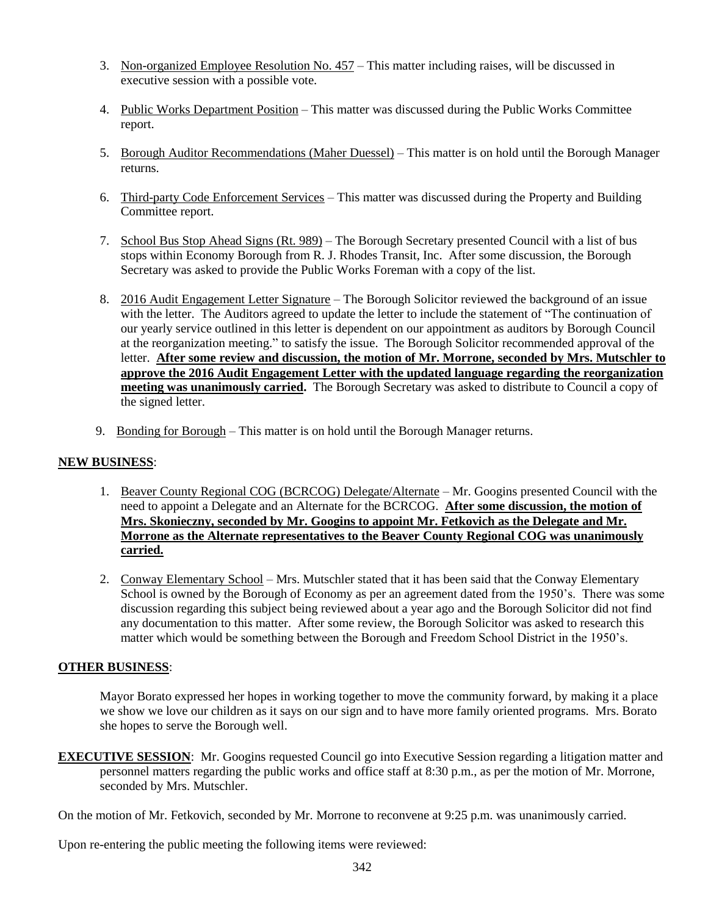3. Non-organized Employee Resolution No. 457 – This matter including raises, will be discussed in executive session with a possible vote.

4. Public Works Department Position – This matter was discussed during the Public Works Committee report.

5. Borough Auditor Recommendations (Maher Duessel) – This matter is on hold until the Borough Manager returns.

6. Third-party Code Enforcement Services – This matter was discussed during the Property and Building Committee report.

7. School Bus Stop Ahead Signs (Rt. 989) – The Borough Secretary presented Council with a list of bus stops within Economy Borough from R. J. Rhodes Transit, Inc. After some discussion, the Borough Secretary was asked to provide the Public Works Foreman with a copy of the list.

8. 2016 Audit Engagement Letter Signature – The Borough Solicitor reviewed the background of an issue with the letter. The Auditors agreed to update the letter to include the statement of "The continuation of our yearly service outlined in this letter is dependent on our appointment as auditors by Borough Council at the reorganization meeting." to satisfy the issue. The Borough Solicitor recommended approval of the letter. **After some review and discussion, the motion of Mr. Morrone, seconded by Mrs. Mutschler to approve the 2016 Audit Engagement Letter with the updated language regarding the reorganization meeting was unanimously carried.** The Borough Secretary was asked to distribute to Council a copy of the signed letter.

9. Bonding for Borough – This matter is on hold until the Borough Manager returns.

**NEW BUSINESS**:

1. Beaver County Regional COG (BCRCOG) Delegate/Alternate – Mr. Googins presented Council with the need to appoint a Delegate and an Alternate for the BCRCOG. **After some discussion, the motion of Mrs. Skonieczny, seconded by Mr. Googins to appoint Mr. Fetkovich as the Delegate and Mr. Morrone as the Alternate representatives to the Beaver County Regional COG was unanimously carried.**

2. Conway Elementary School – Mrs. Mutschler stated that it has been said that the Conway Elementary School is owned by the Borough of Economy as per an agreement dated from the 1950's. There was some discussion regarding this subject being reviewed about a year ago and the Borough Solicitor did not find any documentation to this matter. After some review, the Borough Solicitor was asked to research this matter which would be something between the Borough and Freedom School District in the 1950's.

**OTHER BUSINESS**:

Mayor Borato expressed her hopes in working together to move the community forward, by making it a place we show we love our children as it says on our sign and to have more family oriented programs. Mrs. Borato she hopes to serve the Borough well.

**EXECUTIVE SESSION**: Mr. Googins requested Council go into Executive Session regarding a litigation matter and personnel matters regarding the public works and office staff at 8:30 p.m., as per the motion of Mr. Morrone, seconded by Mrs. Mutschler.

On the motion of Mr. Fetkovich, seconded by Mr. Morrone to reconvene at 9:25 p.m. was unanimously carried.

Upon re-entering the public meeting the following items were reviewed: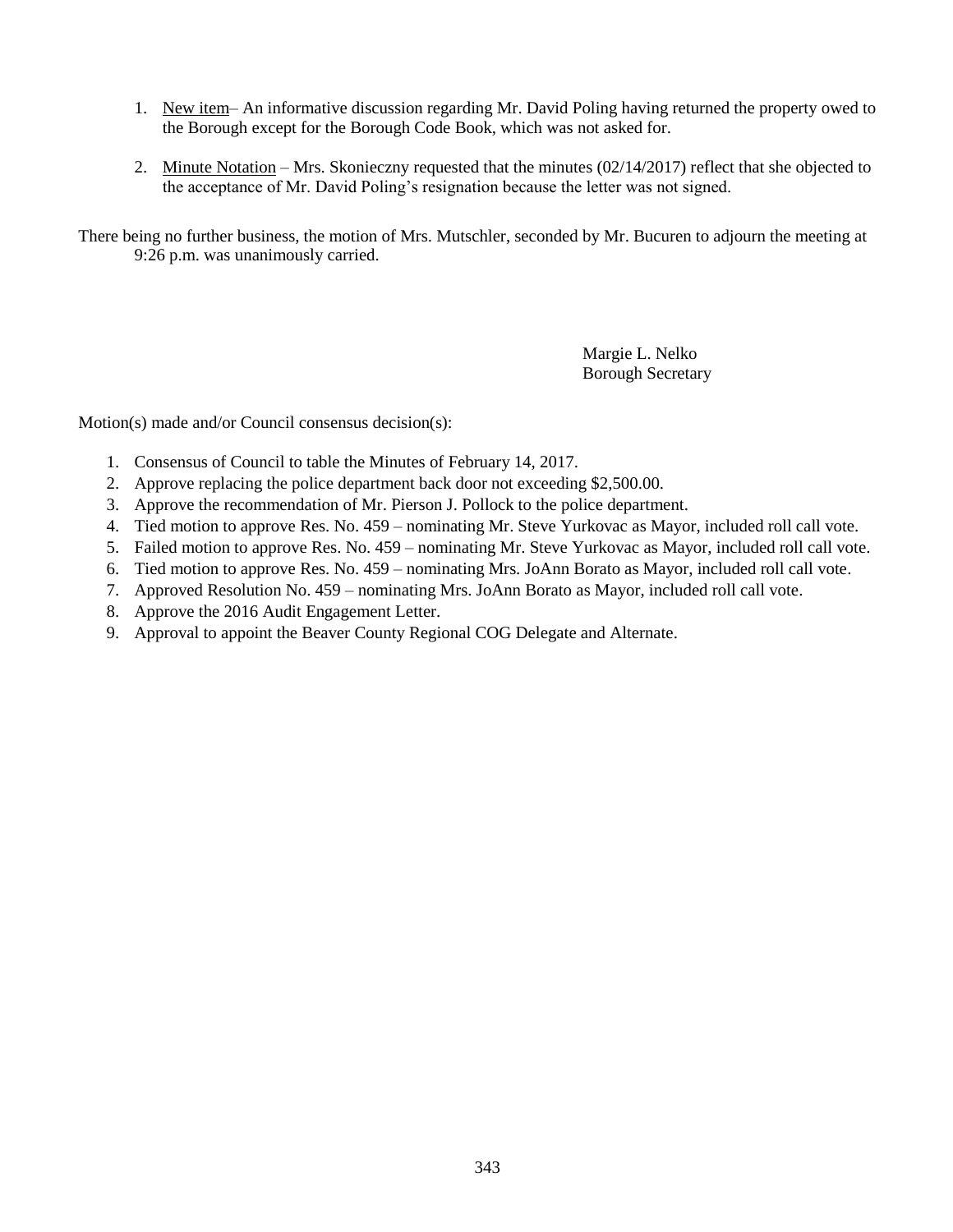1. New item– An informative discussion regarding Mr. David Poling having returned the property owed to the Borough except for the Borough Code Book, which was not asked for.

2. Minute Notation – Mrs. Skonieczny requested that the minutes (02/14/2017) reflect that she objected to the acceptance of Mr. David Poling's resignation because the letter was not signed.

There being no further business, the motion of Mrs. Mutschler, seconded by Mr. Bucuren to adjourn the meeting at 9:26 p.m. was unanimously carried.

Margie L. Nelko
Borough Secretary

Motion(s) made and/or Council consensus decision(s):

1. Consensus of Council to table the Minutes of February 14, 2017.
2. Approve replacing the police department back door not exceeding $2,500.00.
3. Approve the recommendation of Mr. Pierson J. Pollock to the police department.
4. Tied motion to approve Res. No. 459 – nominating Mr. Steve Yurkovac as Mayor, included roll call vote.
5. Failed motion to approve Res. No. 459 – nominating Mr. Steve Yurkovac as Mayor, included roll call vote.
6. Tied motion to approve Res. No. 459 – nominating Mrs. JoAnn Borato as Mayor, included roll call vote.
7. Approved Resolution No. 459 – nominating Mrs. JoAnn Borato as Mayor, included roll call vote.
8. Approve the 2016 Audit Engagement Letter.
9. Approval to appoint the Beaver County Regional COG Delegate and Alternate.